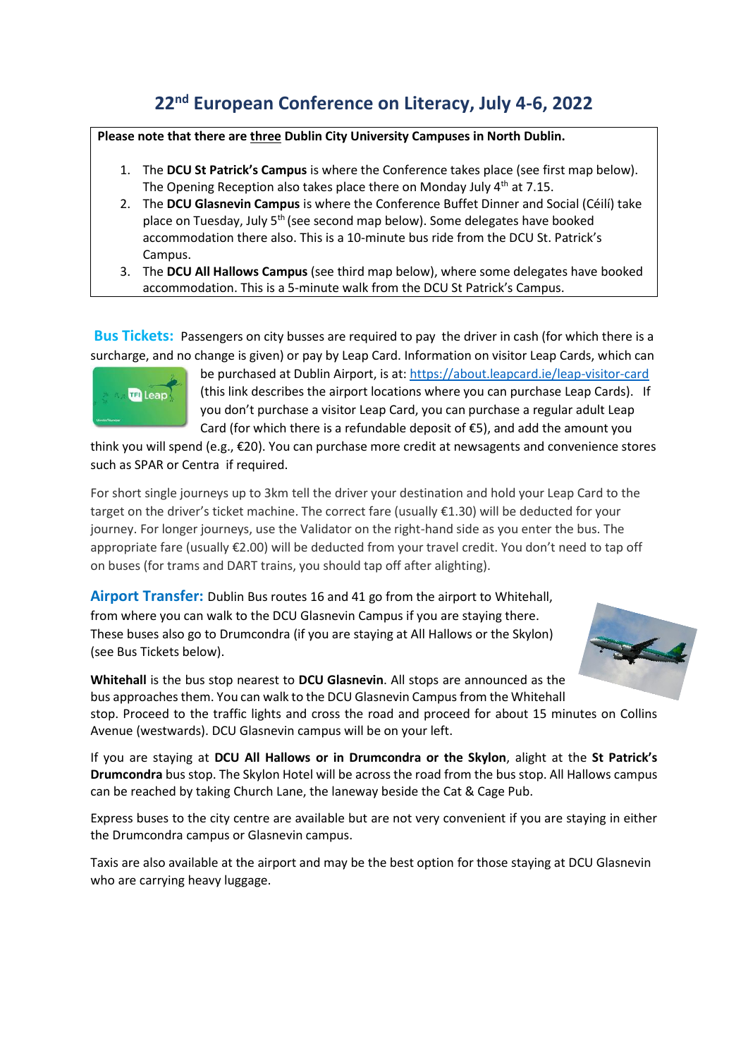# 22nd European Conference on Literacy, July 4-6, 2022

**Please note that there are <u>three</u> Dublin City University Campuses in North Dublin.**

1. The **DCU St Patrick's Campus** is where the Conference takes place (see first map below). The Opening Reception also takes place there on Monday July 4th at 7.15.
2. The **DCU Glasnevin Campus** is where the Conference Buffet Dinner and Social (Céilí) take place on Tuesday, July 5th (see second map below). Some delegates have booked accommodation there also. This is a 10-minute bus ride from the DCU St. Patrick's Campus.
3. The **DCU All Hallows Campus** (see third map below), where some delegates have booked accommodation. This is a 5-minute walk from the DCU St Patrick's Campus.

**Bus Tickets:** Passengers on city busses are required to pay the driver in cash (for which there is a surcharge, and no change is given) or pay by Leap Card. Information on visitor Leap Cards, which can be purchased at Dublin Airport, is at: https://about.leapcard.ie/leap-visitor-card (this link describes the airport locations where you can purchase Leap Cards). If you don't purchase a visitor Leap Card, you can purchase a regular adult Leap Card (for which there is a refundable deposit of €5), and add the amount you think you will spend (e.g., €20). You can purchase more credit at newsagents and convenience stores such as SPAR or Centra if required.

For short single journeys up to 3km tell the driver your destination and hold your Leap Card to the target on the driver's ticket machine. The correct fare (usually €1.30) will be deducted for your journey. For longer journeys, use the Validator on the right-hand side as you enter the bus. The appropriate fare (usually €2.00) will be deducted from your travel credit. You don't need to tap off on buses (for trams and DART trains, you should tap off after alighting).

**Airport Transfer:** Dublin Bus routes 16 and 41 go from the airport to Whitehall, from where you can walk to the DCU Glasnevin Campus if you are staying there. These buses also go to Drumcondra (if you are staying at All Hallows or the Skylon) (see Bus Tickets below).

**Whitehall** is the bus stop nearest to **DCU Glasnevin**. All stops are announced as the bus approaches them. You can walk to the DCU Glasnevin Campus from the Whitehall stop. Proceed to the traffic lights and cross the road and proceed for about 15 minutes on Collins Avenue (westwards). DCU Glasnevin campus will be on your left.

If you are staying at **DCU All Hallows or in Drumcondra or the Skylon**, alight at the **St Patrick's Drumcondra** bus stop. The Skylon Hotel will be across the road from the bus stop. All Hallows campus can be reached by taking Church Lane, the laneway beside the Cat & Cage Pub.

Express buses to the city centre are available but are not very convenient if you are staying in either the Drumcondra campus or Glasnevin campus.

Taxis are also available at the airport and may be the best option for those staying at DCU Glasnevin who are carrying heavy luggage.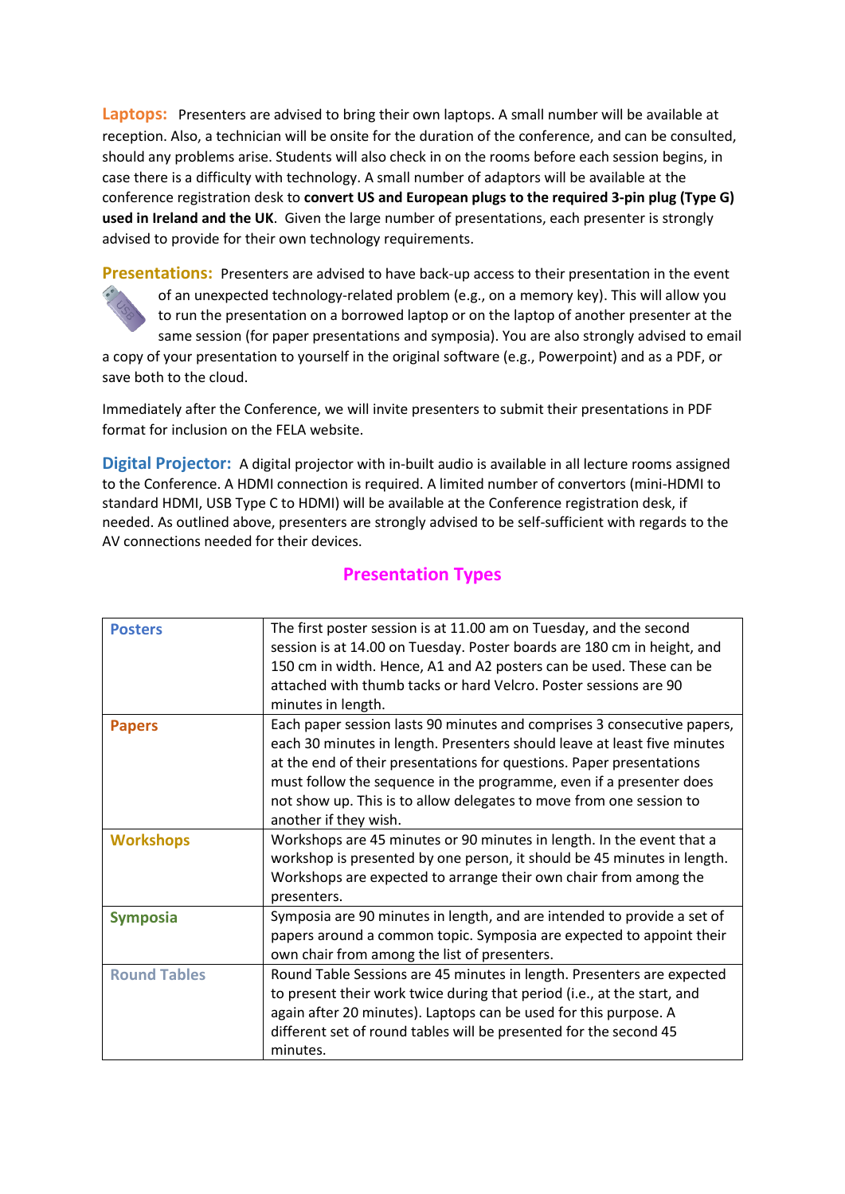**Laptops:** Presenters are advised to bring their own laptops. A small number will be available at reception. Also, a technician will be onsite for the duration of the conference, and can be consulted, should any problems arise. Students will also check in on the rooms before each session begins, in case there is a difficulty with technology. A small number of adaptors will be available at the conference registration desk to **convert US and European plugs to the required 3-pin plug (Type G) used in Ireland and the UK**. Given the large number of presentations, each presenter is strongly advised to provide for their own technology requirements.

**Presentations:** Presenters are advised to have back-up access to their presentation in the event of an unexpected technology-related problem (e.g., on a memory key). This will allow you to run the presentation on a borrowed laptop or on the laptop of another presenter at the same session (for paper presentations and symposia). You are also strongly advised to email a copy of your presentation to yourself in the original software (e.g., Powerpoint) and as a PDF, or save both to the cloud.

Immediately after the Conference, we will invite presenters to submit their presentations in PDF format for inclusion on the FELA website.

**Digital Projector:** A digital projector with in-built audio is available in all lecture rooms assigned to the Conference. A HDMI connection is required. A limited number of convertors (mini-HDMI to standard HDMI, USB Type C to HDMI) will be available at the Conference registration desk, if needed. As outlined above, presenters are strongly advised to be self-sufficient with regards to the AV connections needed for their devices.

## Presentation Types

| | |
|---|---|
| **Posters** | The first poster session is at 11.00 am on Tuesday, and the second session is at 14.00 on Tuesday. Poster boards are 180 cm in height, and 150 cm in width. Hence, A1 and A2 posters can be used. These can be attached with thumb tacks or hard Velcro. Poster sessions are 90 minutes in length. |
| **Papers** | Each paper session lasts 90 minutes and comprises 3 consecutive papers, each 30 minutes in length. Presenters should leave at least five minutes at the end of their presentations for questions. Paper presentations must follow the sequence in the programme, even if a presenter does not show up. This is to allow delegates to move from one session to another if they wish. |
| **Workshops** | Workshops are 45 minutes or 90 minutes in length. In the event that a workshop is presented by one person, it should be 45 minutes in length. Workshops are expected to arrange their own chair from among the presenters. |
| **Symposia** | Symposia are 90 minutes in length, and are intended to provide a set of papers around a common topic. Symposia are expected to appoint their own chair from among the list of presenters. |
| **Round Tables** | Round Table Sessions are 45 minutes in length. Presenters are expected to present their work twice during that period (i.e., at the start, and again after 20 minutes). Laptops can be used for this purpose. A different set of round tables will be presented for the second 45 minutes. |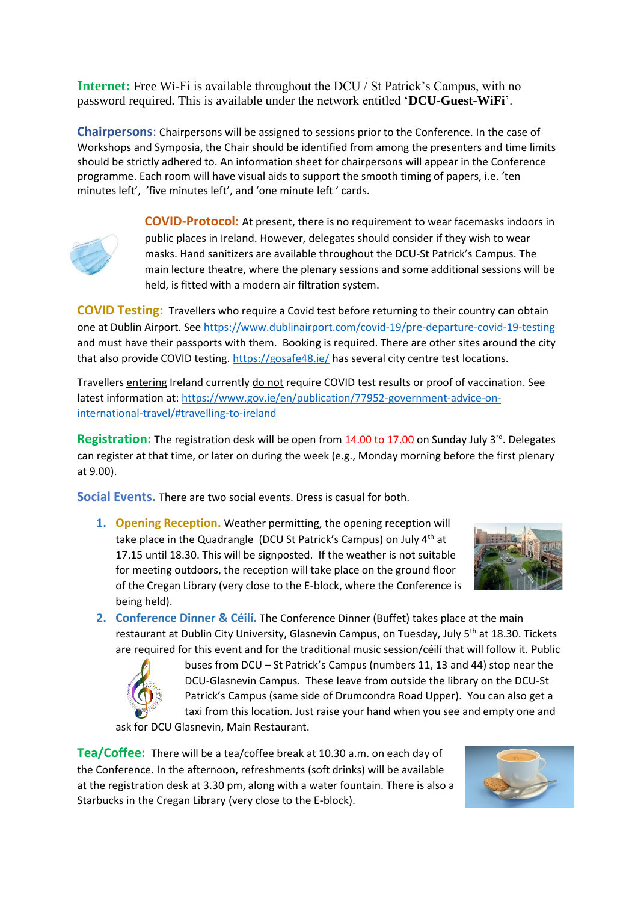**Internet:** Free Wi-Fi is available throughout the DCU / St Patrick's Campus, with no password required. This is available under the network entitled '**DCU-Guest-WiFi**'.

**Chairpersons**: Chairpersons will be assigned to sessions prior to the Conference. In the case of Workshops and Symposia, the Chair should be identified from among the presenters and time limits should be strictly adhered to. An information sheet for chairpersons will appear in the Conference programme. Each room will have visual aids to support the smooth timing of papers, i.e. 'ten minutes left', 'five minutes left', and 'one minute left ' cards.

**COVID-Protocol:** At present, there is no requirement to wear facemasks indoors in public places in Ireland. However, delegates should consider if they wish to wear masks. Hand sanitizers are available throughout the DCU-St Patrick's Campus. The main lecture theatre, where the plenary sessions and some additional sessions will be held, is fitted with a modern air filtration system.

**COVID Testing:** Travellers who require a Covid test before returning to their country can obtain one at Dublin Airport. See https://www.dublinairport.com/covid-19/pre-departure-covid-19-testing and must have their passports with them. Booking is required. There are other sites around the city that also provide COVID testing. https://gosafe48.ie/ has several city centre test locations.

Travellers entering Ireland currently do not require COVID test results or proof of vaccination. See latest information at: https://www.gov.ie/en/publication/77952-government-advice-on-international-travel/#travelling-to-ireland

**Registration:** The registration desk will be open from 14.00 to 17.00 on Sunday July 3rd. Delegates can register at that time, or later on during the week (e.g., Monday morning before the first plenary at 9.00).

**Social Events.** There are two social events. Dress is casual for both.

1. **Opening Reception.** Weather permitting, the opening reception will take place in the Quadrangle (DCU St Patrick's Campus) on July 4th at 17.15 until 18.30. This will be signposted. If the weather is not suitable for meeting outdoors, the reception will take place on the ground floor of the Cregan Library (very close to the E-block, where the Conference is being held).
2. **Conference Dinner & Céilí.** The Conference Dinner (Buffet) takes place at the main restaurant at Dublin City University, Glasnevin Campus, on Tuesday, July 5th at 18.30. Tickets are required for this event and for the traditional music session/céilí that will follow it. Public buses from DCU – St Patrick's Campus (numbers 11, 13 and 44) stop near the DCU-Glasnevin Campus. These leave from outside the library on the DCU-St Patrick's Campus (same side of Drumcondra Road Upper). You can also get a taxi from this location. Just raise your hand when you see and empty one and ask for DCU Glasnevin, Main Restaurant.

**Tea/Coffee:** There will be a tea/coffee break at 10.30 a.m. on each day of the Conference. In the afternoon, refreshments (soft drinks) will be available at the registration desk at 3.30 pm, along with a water fountain. There is also a Starbucks in the Cregan Library (very close to the E-block).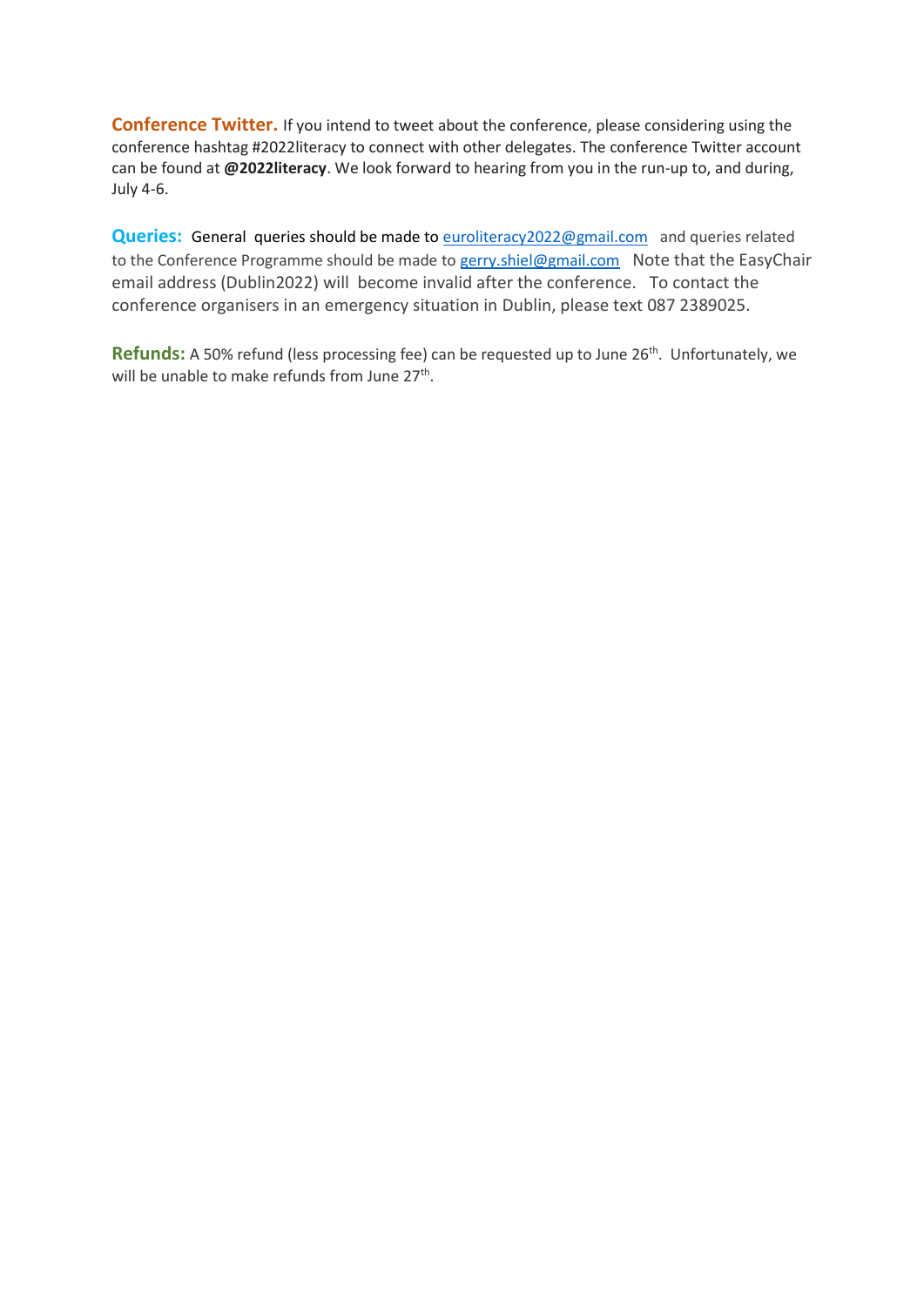**Conference Twitter.** If you intend to tweet about the conference, please considering using the conference hashtag #2022literacy to connect with other delegates. The conference Twitter account can be found at **@2022literacy**. We look forward to hearing from you in the run-up to, and during, July 4-6.

**Queries:** General queries should be made to euroliteracy2022@gmail.com and queries related to the Conference Programme should be made to gerry.shiel@gmail.com Note that the EasyChair email address (Dublin2022) will become invalid after the conference. To contact the conference organisers in an emergency situation in Dublin, please text 087 2389025.

**Refunds:** A 50% refund (less processing fee) can be requested up to June 26th. Unfortunately, we will be unable to make refunds from June 27th.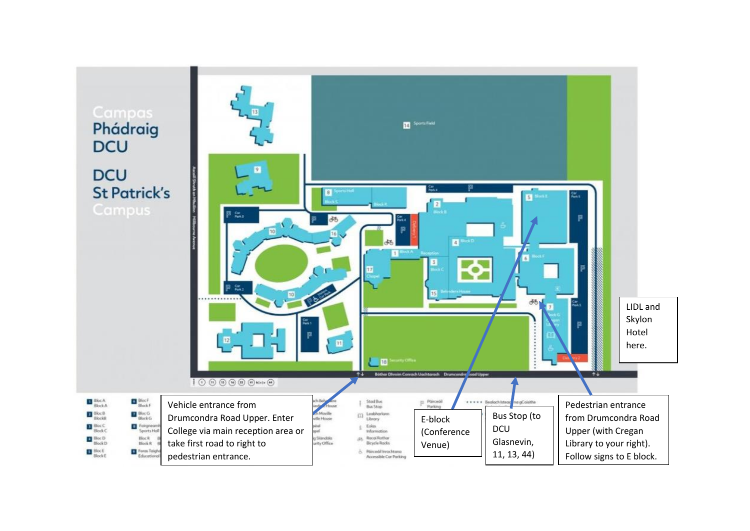# Campas Phádraig DCU

# DCU St Patrick's Campus

Vehicle entrance from Drumcondra Road Upper. Enter College via main reception area or take first road to right to pedestrian entrance.

E-block (Conference Venue)

Bus Stop (to DCU Glasnevin, 11, 13, 44)

Pedestrian entrance from Drumcondra Road Upper (with Cregan Library to your right). Follow signs to E block.

LIDL and Skylon Hotel here.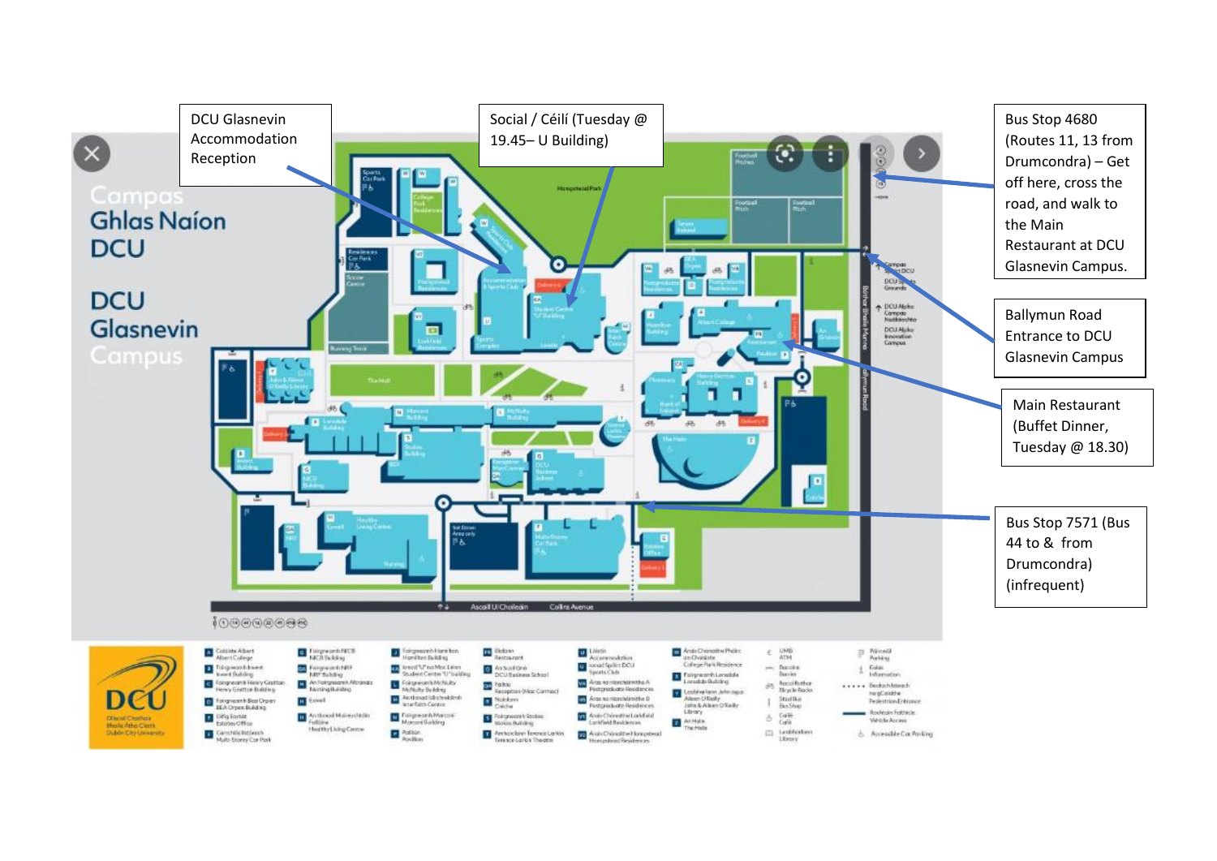DCU Glasnevin Accommodation Reception

Social / Céilí (Tuesday @ 19.45– U Building)

Bus Stop 4680 (Routes 11, 13 from Drumcondra) – Get off here, cross the road, and walk to the Main Restaurant at DCU Glasnevin Campus.

Ballymun Road Entrance to DCU Glasnevin Campus

Main Restaurant (Buffet Dinner, Tuesday @ 18.30)

Bus Stop 7571 (Bus 44 to & from Drumcondra) (infrequent)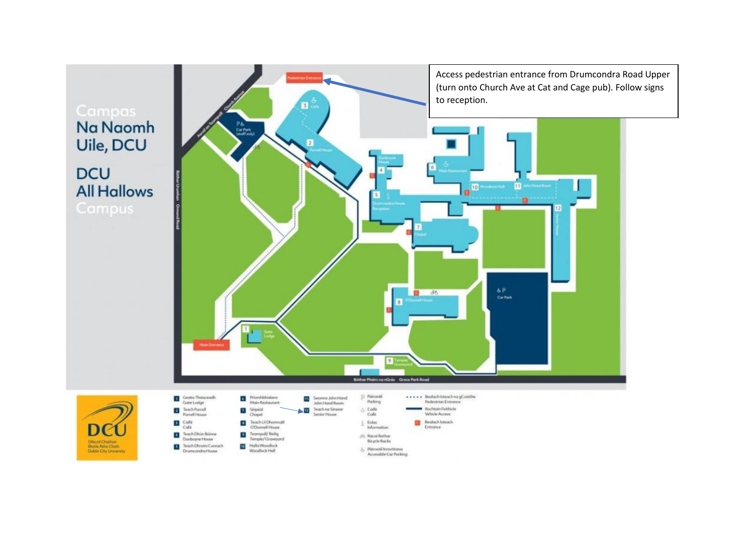Access pedestrian entrance from Drumcondra Road Upper (turn onto Church Ave at Cat and Cage pub). Follow signs to reception.

Campas Na Naomh Uile, DCU

DCU All Hallows Campus

Pedestrian Entrance

Main Entrance

Car Park (staff only)

Car Park

Ascaill an Teampaill · Church Avenue

Bóthar Urmhan · Ormond Road

Bóthar Pháirc na nGrás · Grace Park Road

1 Gate Lodge

2 Purcell House

3 Cafe

4 Dunboyne House

5 Drumcondra House Reception

6 Main Restaurant

7 Chapel

8 O'Donnell House

9 Temple/Graveyard

10 Woodlock Hall

11 John Hand Room

12 Senior House

1 Geata Thaisceadh / Gate Lodge

2 Teach Purcell / Purcell House

3 Caifé / Café

4 Teach Dhún Búinne / Dunboyne House

5 Teach Dhroim Conrach / Drumcondra House

6 Príomhbhialann / Main Restaurant

7 Séipéal / Chapel

8 Teach Uí Dhomhnaill / O'Donnell House

9 Teampall/ Reilig / Temple/ Graveyard

10 Halla Woodlock / Woodlock Hall

11 Seomra John Hand / John Hand Room

12 Teach na Sinsear / Senior House

Páirceáil / Parking

Caife / Café

Eolas / Information

Racaí Rothar / Bicycle Racks

Páirceáil Inrochtana / Accessible Car Parking

Bealach Isteach na gCoisithe / Pedestrian Entrance

Rochtain Feithicle / Vehicle Access

Bealach Isteach / Entrance

DCU Ollscoil Chathair Bhaile Átha Cliath / Dublin City University